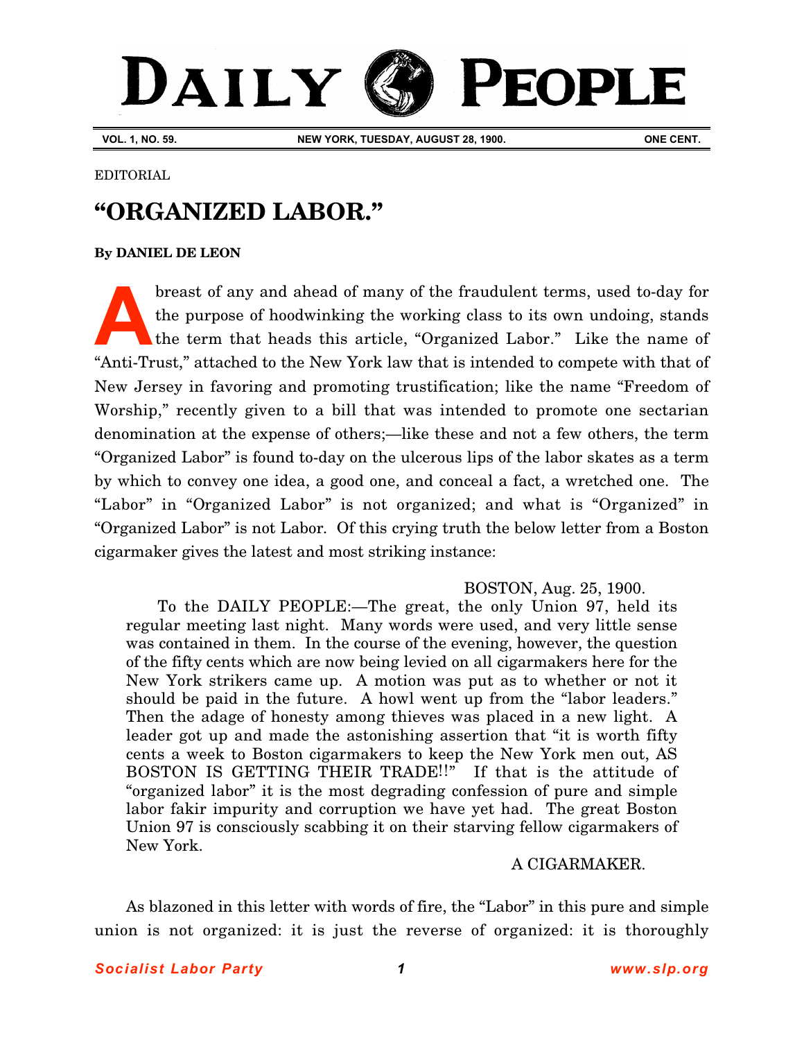# DAILY PEOPLE

**VOL. 1, NO. 59.** **NEW YORK, TUESDAY, AUGUST 28, 1900.** **ONE CENT.**

EDITORIAL

## "ORGANIZED LABOR."

**By DANIEL DE LEON**

Abreast of any and ahead of many of the fraudulent terms, used to-day for the purpose of hoodwinking the working class to its own undoing, stands the term that heads this article, "Organized Labor." Like the name of "Anti-Trust," attached to the New York law that is intended to compete with that of New Jersey in favoring and promoting trustification; like the name "Freedom of Worship," recently given to a bill that was intended to promote one sectarian denomination at the expense of others;—like these and not a few others, the term "Organized Labor" is found to-day on the ulcerous lips of the labor skates as a term by which to convey one idea, a good one, and conceal a fact, a wretched one. The "Labor" in "Organized Labor" is not organized; and what is "Organized" in "Organized Labor" is not Labor. Of this crying truth the below letter from a Boston cigarmaker gives the latest and most striking instance:

> BOSTON, Aug. 25, 1900.
>
> To the DAILY PEOPLE:—The great, the only Union 97, held its regular meeting last night. Many words were used, and very little sense was contained in them. In the course of the evening, however, the question of the fifty cents which are now being levied on all cigarmakers here for the New York strikers came up. A motion was put as to whether or not it should be paid in the future. A howl went up from the "labor leaders." Then the adage of honesty among thieves was placed in a new light. A leader got up and made the astonishing assertion that "it is worth fifty cents a week to Boston cigarmakers to keep the New York men out, AS BOSTON IS GETTING THEIR TRADE!!" If that is the attitude of "organized labor" it is the most degrading confession of pure and simple labor fakir impurity and corruption we have yet had. The great Boston Union 97 is consciously scabbing it on their starving fellow cigarmakers of New York.
>
> A CIGARMAKER.

As blazoned in this letter with words of fire, the "Labor" in this pure and simple union is not organized: it is just the reverse of organized: it is thoroughly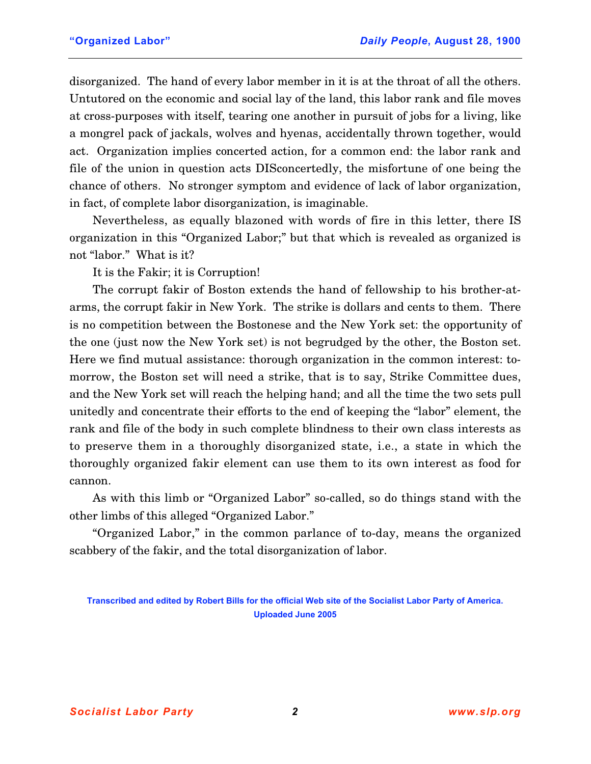disorganized. The hand of every labor member in it is at the throat of all the others. Untutored on the economic and social lay of the land, this labor rank and file moves at cross-purposes with itself, tearing one another in pursuit of jobs for a living, like a mongrel pack of jackals, wolves and hyenas, accidentally thrown together, would act. Organization implies concerted action, for a common end: the labor rank and file of the union in question acts DISconcertedly, the misfortune of one being the chance of others. No stronger symptom and evidence of lack of labor organization, in fact, of complete labor disorganization, is imaginable.

Nevertheless, as equally blazoned with words of fire in this letter, there IS organization in this "Organized Labor;" but that which is revealed as organized is not "labor." What is it?

It is the Fakir; it is Corruption!

The corrupt fakir of Boston extends the hand of fellowship to his brother-at-arms, the corrupt fakir in New York. The strike is dollars and cents to them. There is no competition between the Bostonese and the New York set: the opportunity of the one (just now the New York set) is not begrudged by the other, the Boston set. Here we find mutual assistance: thorough organization in the common interest: to-morrow, the Boston set will need a strike, that is to say, Strike Committee dues, and the New York set will reach the helping hand; and all the time the two sets pull unitedly and concentrate their efforts to the end of keeping the "labor" element, the rank and file of the body in such complete blindness to their own class interests as to preserve them in a thoroughly disorganized state, i.e., a state in which the thoroughly organized fakir element can use them to its own interest as food for cannon.

As with this limb or "Organized Labor" so-called, so do things stand with the other limbs of this alleged "Organized Labor."

"Organized Labor," in the common parlance of to-day, means the organized scabbery of the fakir, and the total disorganization of labor.

**Transcribed and edited by Robert Bills for the official Web site of the Socialist Labor Party of America.**
**Uploaded June 2005**